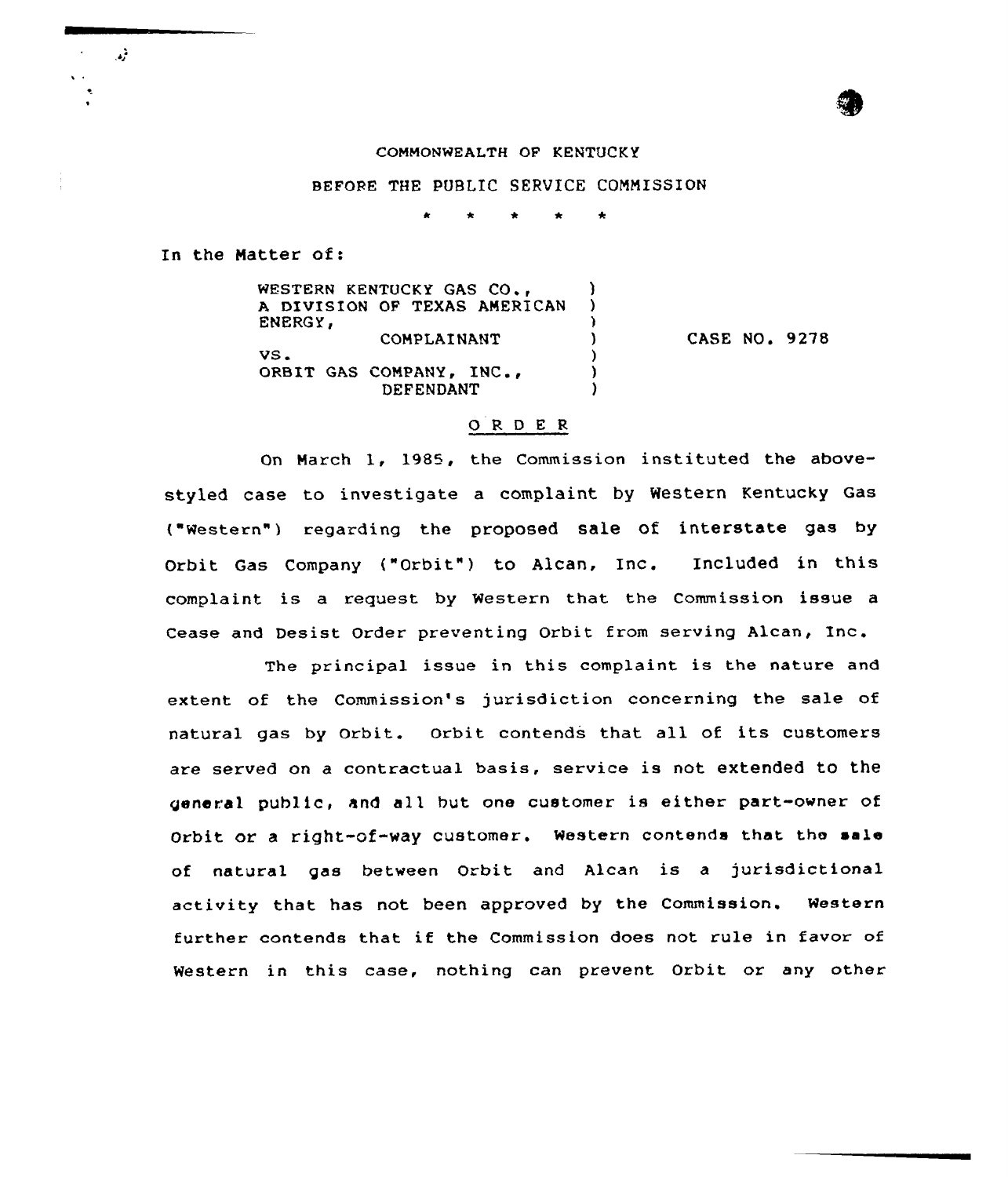COMMONWEALTH OF KENTUCKY

BEFORE THE PUBLIC SERVICE COMMISSION

\* \* \* \* \*

In the Matter of:

| | | |
|---|---|---|
| WESTERN KENTUCKY GAS CO., A DIVISION OF TEXAS AMERICAN ENERGY, COMPLAINANT | ) | CASE NO. 9278 |
| VS. | ) | |
| ORBIT GAS COMPANY, INC., DEFENDANT | ) | |

## ORDER

On March 1, 1985, the Commission instituted the above-styled case to investigate a complaint by Western Kentucky Gas ("Western") regarding the proposed sale of interstate gas by Orbit Gas Company ("Orbit") to Alcan, Inc. Included in this complaint is a request by Western that the Commission issue a Cease and Desist Order preventing Orbit from serving Alcan, Inc.

The principal issue in this complaint is the nature and extent of the Commission's jurisdiction concerning the sale of natural gas by Orbit. Orbit contends that all of its customers are served on a contractual basis, service is not extended to the general public, and all but one customer is either part-owner of Orbit or a right-of-way customer. Western contends that the sale of natural gas between Orbit and Alcan is a jurisdictional activity that has not been approved by the Commission. Western further contends that if the Commission does not rule in favor of Western in this case, nothing can prevent Orbit or any other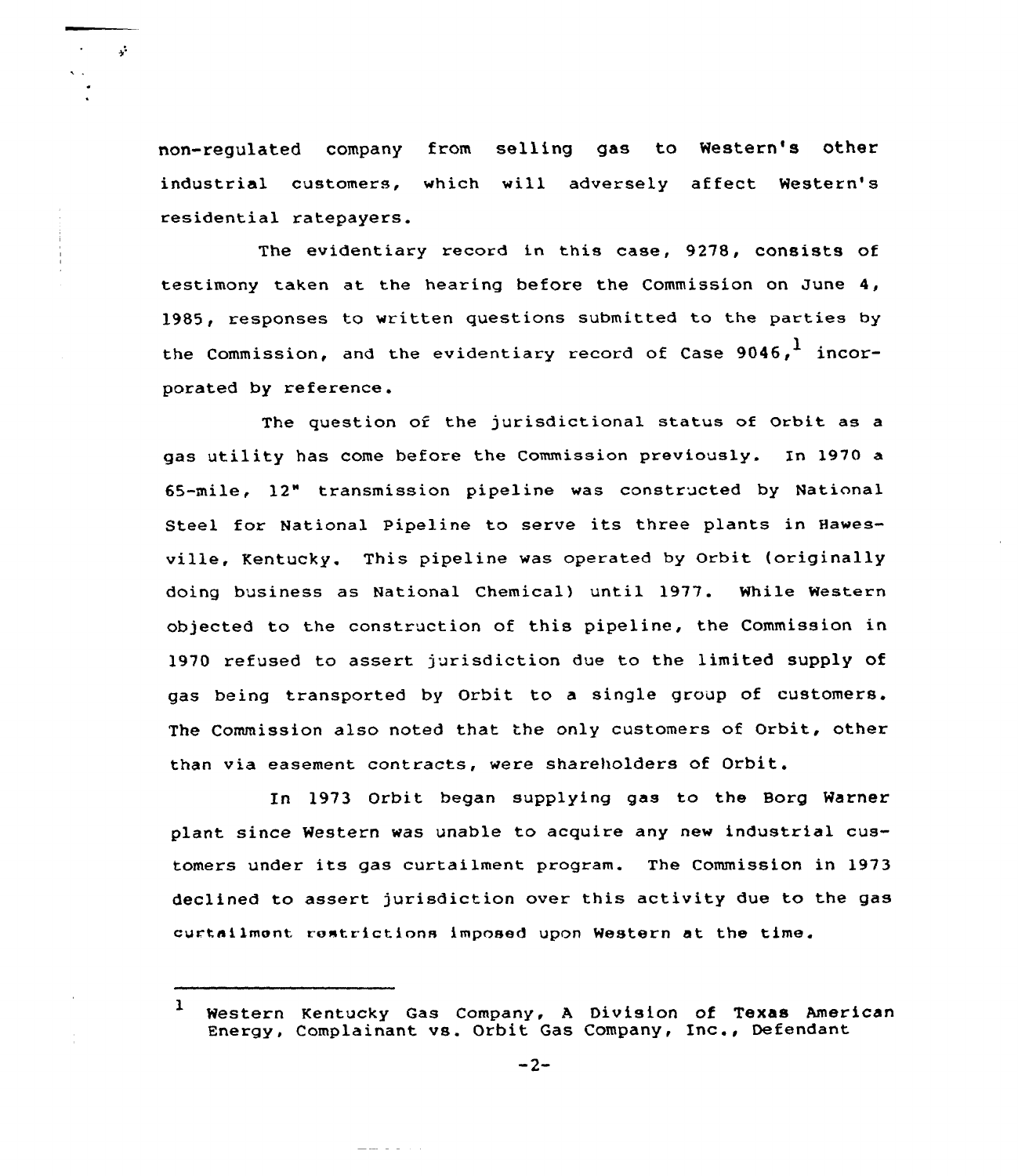non-regulated company from selling gas to Western's other industrial customers, which will adversely affect Western's residential ratepayers.

The evidentiary record in this case, 9278, consists of testimony taken at the hearing before the Commission on June 4, 1985, responses to written questions submitted to the parties by the Commission, and the evidentiary record of Case 9046,[1] incorporated by reference.

The question of the jurisdictional status of Orbit as a gas utility has come before the Commission previously. In 1970 a 65-mile, 12" transmission pipeline was constructed by National Steel for National Pipeline to serve its three plants in Hawesville, Kentucky. This pipeline was operated by Orbit (originally doing business as National Chemical) until 1977. While Western objected to the construction of this pipeline, the Commission in 1970 refused to assert jurisdiction due to the limited supply of gas being transported by Orbit to a single group of customers. The Commission also noted that the only customers of Orbit, other than via easement contracts, were shareholders of Orbit.

In 1973 Orbit began supplying gas to the Borg Warner plant since Western was unable to acquire any new industrial customers under its gas curtailment program. The Commission in 1973 declined to assert jurisdiction over this activity due to the gas curtailment restrictions imposed upon Western at the time.

---

[1] Western Kentucky Gas Company, A Division of Texas American Energy, Complainant vs. Orbit Gas Company, Inc., Defendant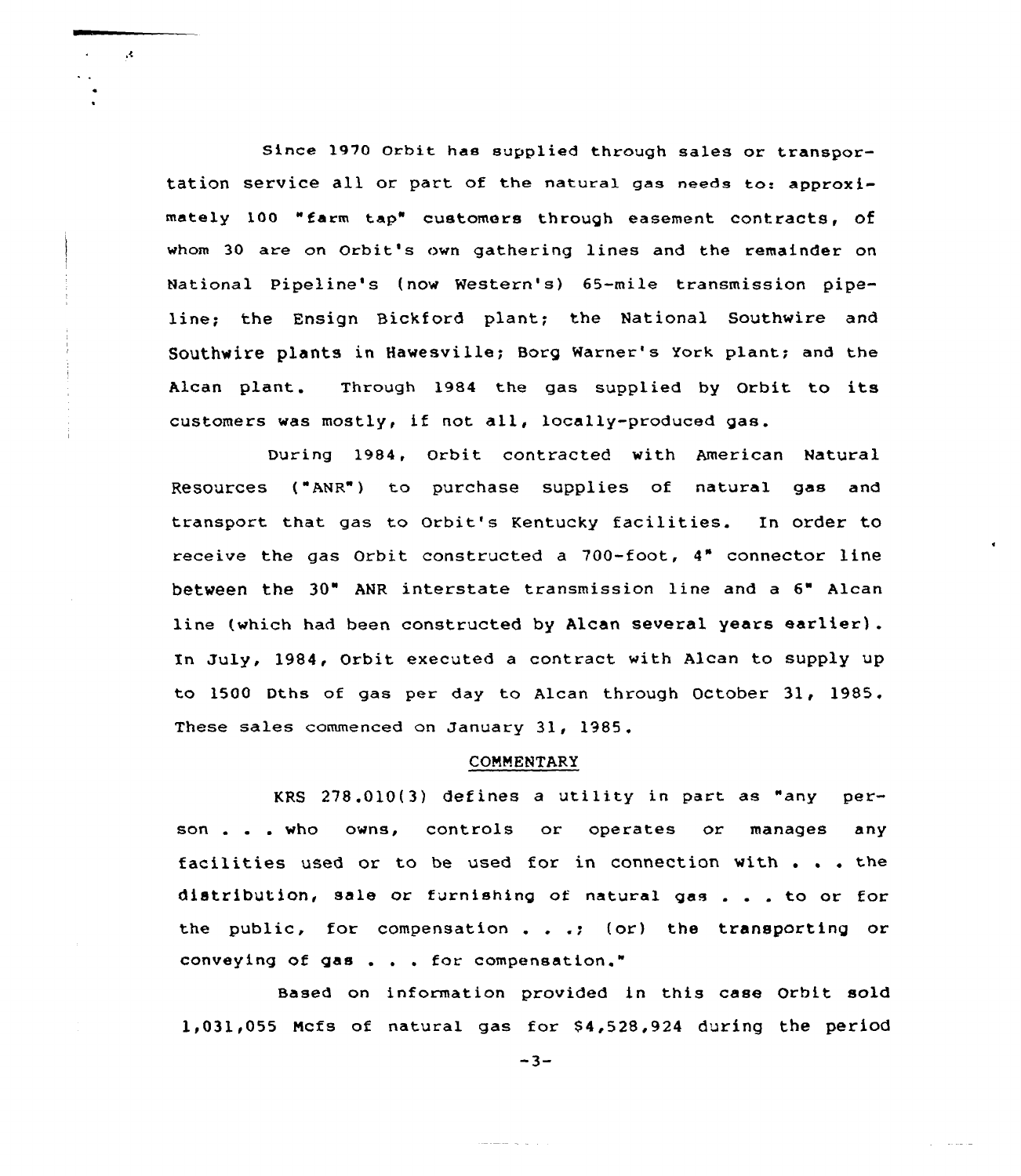Since 1970 Orbit has supplied through sales or transportation service all or part of the natural gas needs to: approximately 100 "farm tap" customers through easement contracts, of whom 30 are on Orbit's own gathering lines and the remainder on National Pipeline's (now Western's) 65-mile transmission pipeline; the Ensign Bickford plant; the National Southwire and Southwire plants in Hawesville; Borg Warner's York plant; and the Alcan plant. Through 1984 the gas supplied by Orbit to its customers was mostly, if not all, locally-produced gas.

During 1984, Orbit contracted with American Natural Resources ("ANR") to purchase supplies of natural gas and transport that gas to Orbit's Kentucky facilities. In order to receive the gas Orbit constructed a 700-foot, 4" connector line between the 30" ANR interstate transmission line and a 6" Alcan line (which had been constructed by Alcan several years earlier). In July, 1984, Orbit executed a contract with Alcan to supply up to 1500 Dths of gas per day to Alcan through October 31, 1985. These sales commenced on January 31, 1985.

## COMMENTARY

KRS 278.010(3) defines a utility in part as "any person . . . who owns, controls or operates or manages any facilities used or to be used for in connection with . . . the distribution, sale or furnishing of natural gas . . . to or for the public, for compensation . . .; (or) the transporting or conveying of gas . . . for compensation."

Based on information provided in this case Orbit sold 1,031,055 Mcfs of natural gas for $4,528,924 during the period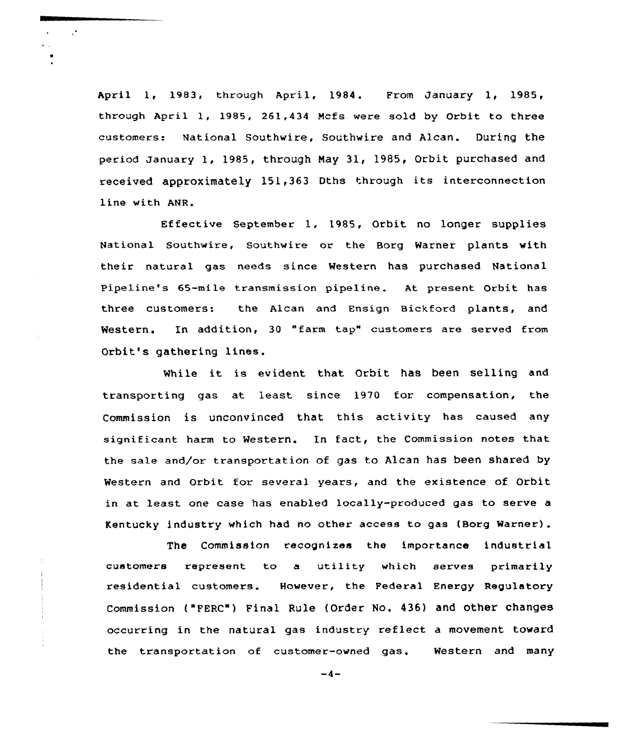April 1, 1983, through April, 1984. From January 1, 1985, through April 1, 1985, 261,434 Mcfs were sold by Orbit to three customers: National Southwire, Southwire and Alcan. During the period January 1, 1985, through May 31, 1985, Orbit purchased and received approximately 151,363 Dths through its interconnection line with ANR.

Effective September 1, 1985, Orbit no longer supplies National Southwire, Southwire or the Borg Warner plants with their natural gas needs since Western has purchased National Pipeline's 65-mile transmission pipeline. At present Orbit has three customers: the Alcan and Ensign Bickford plants, and Western. In addition, 30 "farm tap" customers are served from Orbit's gathering lines.

While it is evident that Orbit has been selling and transporting gas at least since 1970 for compensation, the Commission is unconvinced that this activity has caused any significant harm to Western. In fact, the Commission notes that the sale and/or transportation of gas to Alcan has been shared by Western and Orbit for several years, and the existence of Orbit in at least one case has enabled locally-produced gas to serve a Kentucky industry which had no other access to gas (Borg Warner).

The Commission recognizes the importance industrial customers represent to a utility which serves primarily residential customers. However, the Federal Energy Regulatory Commission ("FERC") Final Rule (Order No. 436) and other changes occurring in the natural gas industry reflect a movement toward the transportation of customer-owned gas. Western and many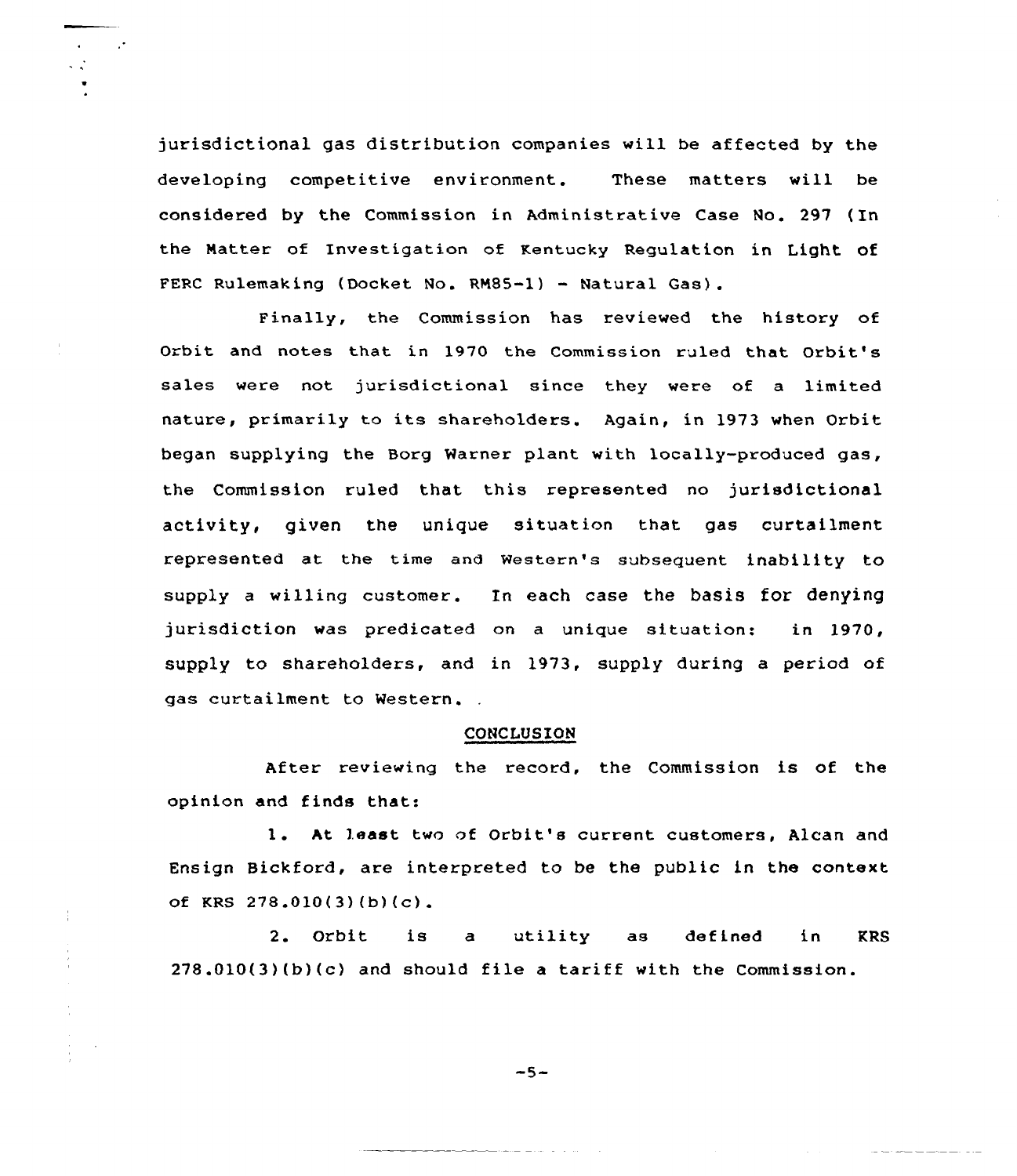jurisdictional gas distribution companies will be affected by the developing competitive environment. These matters will be considered by the Commission in Administrative Case No. 297 (In the Matter of Investigation of Kentucky Regulation in Light of FERC Rulemaking (Docket No. RM85-1) - Natural Gas).

Finally, the Commission has reviewed the history of Orbit and notes that in 1970 the Commission ruled that Orbit's sales were not jurisdictional since they were of a limited nature, primarily to its shareholders. Again, in 1973 when Orbit began supplying the Borg Warner plant with locally-produced gas, the Commission ruled that this represented no jurisdictional activity, given the unique situation that gas curtailment represented at the time and Western's subsequent inability to supply a willing customer. In each case the basis for denying jurisdiction was predicated on a unique situation: in 1970, supply to shareholders, and in 1973, supply during a period of gas curtailment to Western.

## CONCLUSION

After reviewing the record, the Commission is of the opinion and finds that:

1. At least two of Orbit's current customers, Alcan and Ensign Bickford, are interpreted to be the public in the context of KRS 278.010(3)(b)(c).

2. Orbit is a utility as defined in KRS 278.010(3)(b)(c) and should file a tariff with the Commission.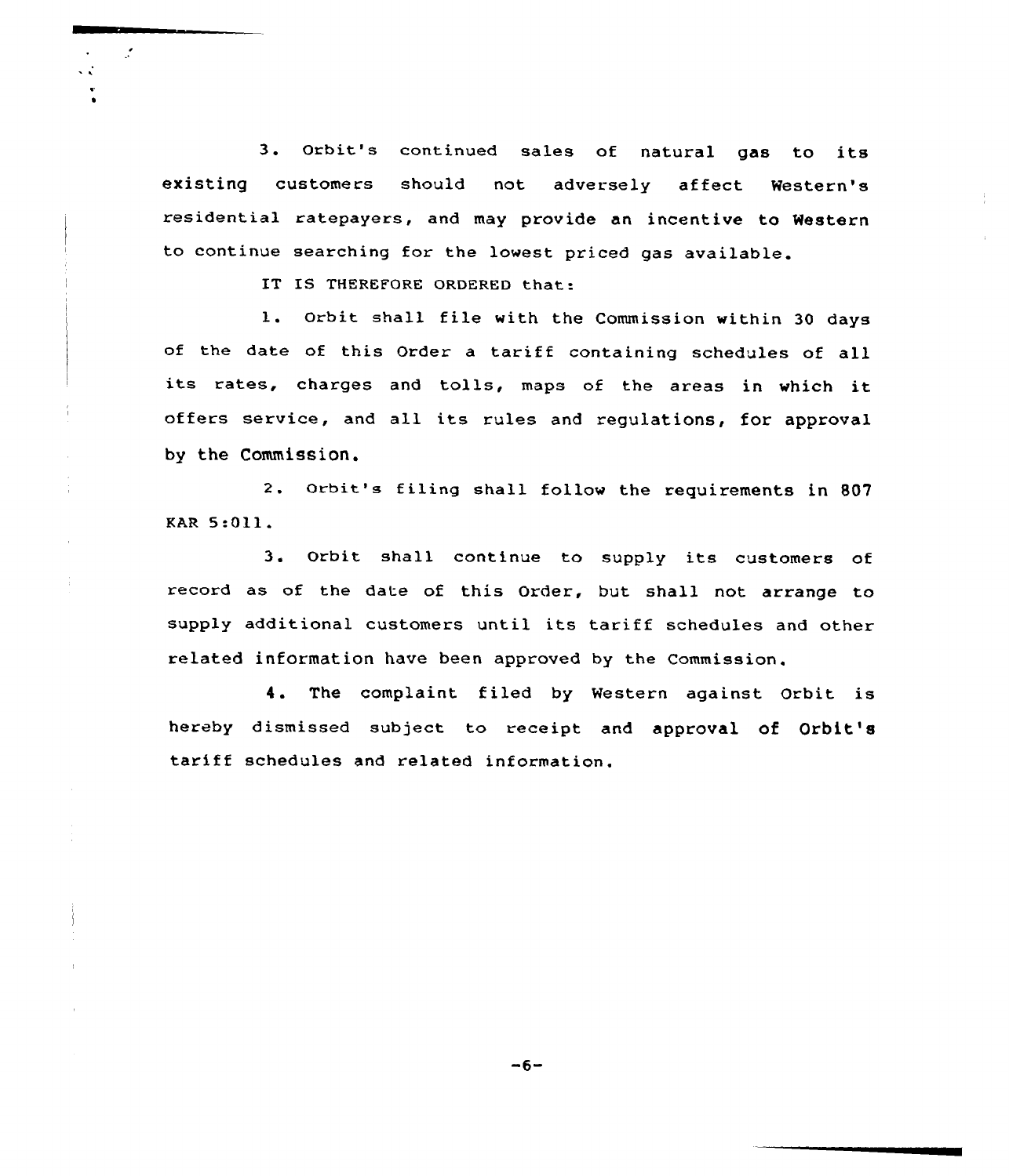3. Orbit's continued sales of natural gas to its existing customers should not adversely affect Western's residential ratepayers, and may provide an incentive to Western to continue searching for the lowest priced gas available.

IT IS THEREFORE ORDERED that:

1. Orbit shall file with the Commission within 30 days of the date of this Order a tariff containing schedules of all its rates, charges and tolls, maps of the areas in which it offers service, and all its rules and regulations, for approval by the Commission.

2. Orbit's filing shall follow the requirements in 807 KAR 5:011.

3. Orbit shall continue to supply its customers of record as of the date of this Order, but shall not arrange to supply additional customers until its tariff schedules and other related information have been approved by the Commission.

4. The complaint filed by Western against Orbit is hereby dismissed subject to receipt and approval of Orbit's tariff schedules and related information.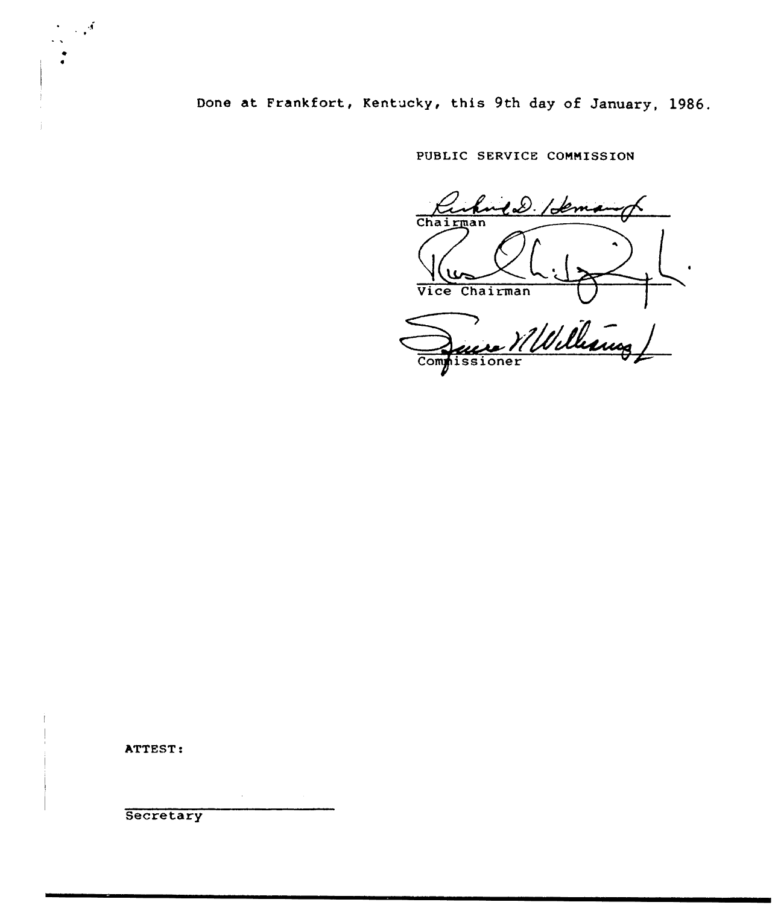Done at Frankfort, Kentucky, this 9th day of January, 1986.

PUBLIC SERVICE COMMISSION

Chairman

Vice Chairman

Commissioner

ATTEST:

Secretary